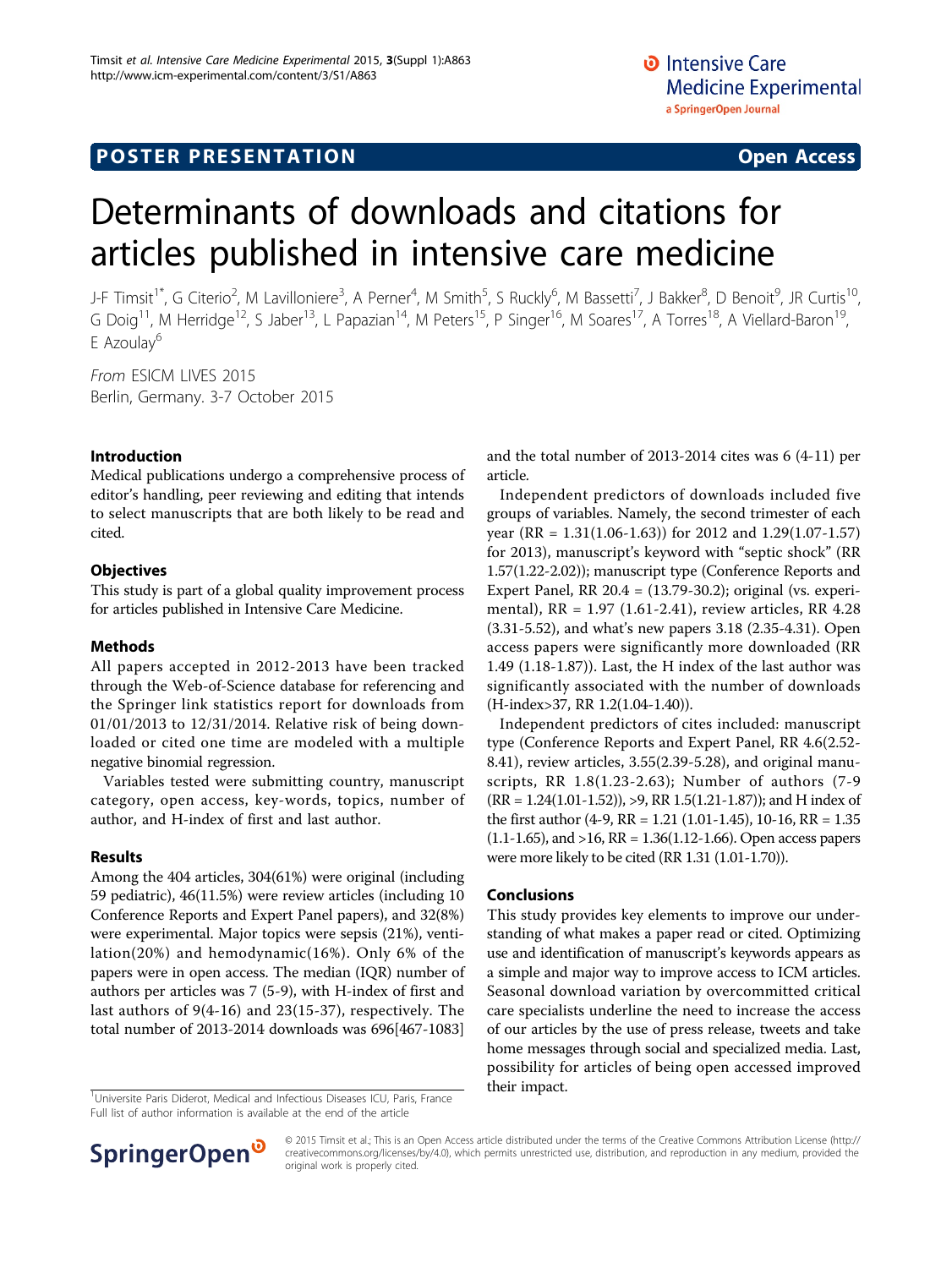POSTER PRESENTATION Open Access

# Determinants of downloads and citations for articles published in intensive care medicine

J-F Timsit[1*], G Citerio[2], M Lavilloniere[3], A Perner[4], M Smith[5], S Ruckly[6], M Bassetti[7], J Bakker[8], D Benoit[9], JR Curtis[10], G Doig[11], M Herridge[12], S Jaber[13], L Papazian[14], M Peters[15], P Singer[16], M Soares[17], A Torres[18], A Viellard-Baron[19], E Azoulay[6]

*From* ESICM LIVES 2015
Berlin, Germany. 3-7 October 2015

## Introduction

Medical publications undergo a comprehensive process of editor's handling, peer reviewing and editing that intends to select manuscripts that are both likely to be read and cited.

## Objectives

This study is part of a global quality improvement process for articles published in Intensive Care Medicine.

## Methods

All papers accepted in 2012-2013 have been tracked through the Web-of-Science database for referencing and the Springer link statistics report for downloads from 01/01/2013 to 12/31/2014. Relative risk of being downloaded or cited one time are modeled with a multiple negative binomial regression.

Variables tested were submitting country, manuscript category, open access, key-words, topics, number of author, and H-index of first and last author.

## Results

Among the 404 articles, 304(61%) were original (including 59 pediatric), 46(11.5%) were review articles (including 10 Conference Reports and Expert Panel papers), and 32(8%) were experimental. Major topics were sepsis (21%), ventilation(20%) and hemodynamic(16%). Only 6% of the papers were in open access. The median (IQR) number of authors per articles was 7 (5-9), with H-index of first and last authors of 9(4-16) and 23(15-37), respectively. The total number of 2013-2014 downloads was 696[467-1083] and the total number of 2013-2014 cites was 6 (4-11) per article.

Independent predictors of downloads included five groups of variables. Namely, the second trimester of each year (RR = 1.31(1.06-1.63)) for 2012 and 1.29(1.07-1.57) for 2013), manuscript's keyword with "septic shock" (RR 1.57(1.22-2.02)); manuscript type (Conference Reports and Expert Panel, RR 20.4 = (13.79-30.2); original (vs. experimental), RR = 1.97 (1.61-2.41), review articles, RR 4.28 (3.31-5.52), and what's new papers 3.18 (2.35-4.31). Open access papers were significantly more downloaded (RR 1.49 (1.18-1.87)). Last, the H index of the last author was significantly associated with the number of downloads (H-index>37, RR 1.2(1.04-1.40)).

Independent predictors of cites included: manuscript type (Conference Reports and Expert Panel, RR 4.6(2.52-8.41), review articles, 3.55(2.39-5.28), and original manuscripts, RR 1.8(1.23-2.63); Number of authors (7-9 (RR = 1.24(1.01-1.52)), >9, RR 1.5(1.21-1.87)); and H index of the first author (4-9, RR = 1.21 (1.01-1.45), 10-16, RR = 1.35 (1.1-1.65), and >16, RR = 1.36(1.12-1.66). Open access papers were more likely to be cited (RR 1.31 (1.01-1.70)).

## Conclusions

This study provides key elements to improve our understanding of what makes a paper read or cited. Optimizing use and identification of manuscript's keywords appears as a simple and major way to improve access to ICM articles. Seasonal download variation by overcommitted critical care specialists underline the need to increase the access of our articles by the use of press release, tweets and take home messages through social and specialized media. Last, possibility for articles of being open accessed improved their impact.

[1]Universite Paris Diderot, Medical and Infectious Diseases ICU, Paris, France
Full list of author information is available at the end of the article

© 2015 Timsit et al.; This is an Open Access article distributed under the terms of the Creative Commons Attribution License (http://creativecommons.org/licenses/by/4.0), which permits unrestricted use, distribution, and reproduction in any medium, provided the original work is properly cited.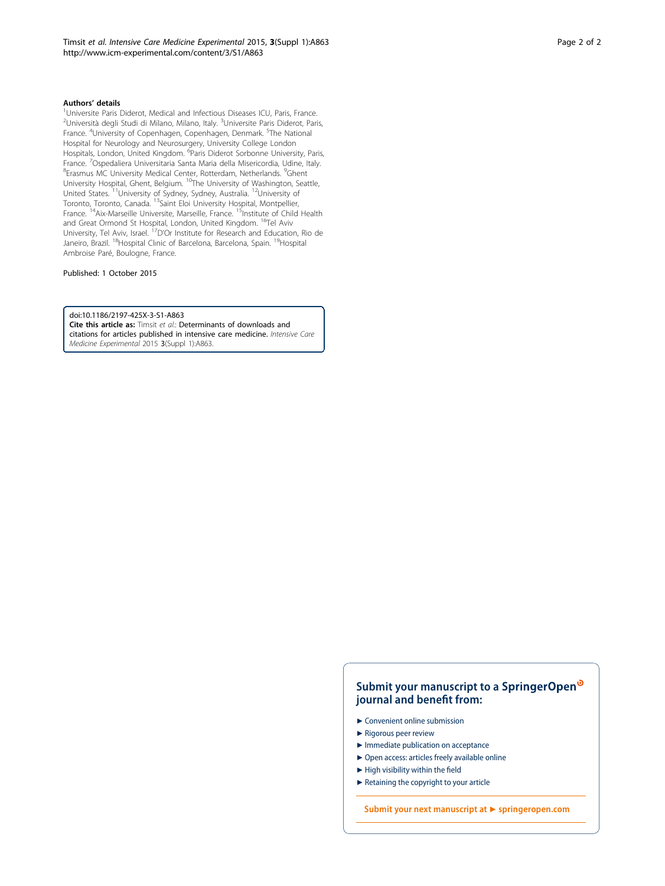#### Authors' details

[1]Universite Paris Diderot, Medical and Infectious Diseases ICU, Paris, France. [2]Università degli Studi di Milano, Milano, Italy. [3]Universite Paris Diderot, Paris, France. [4]University of Copenhagen, Copenhagen, Denmark. [5]The National Hospital for Neurology and Neurosurgery, University College London Hospitals, London, United Kingdom. [6]Paris Diderot Sorbonne University, Paris, France. [7]Ospedaliera Universitaria Santa Maria della Misericordia, Udine, Italy. [8]Erasmus MC University Medical Center, Rotterdam, Netherlands. [9]Ghent University Hospital, Ghent, Belgium. [10]The University of Washington, Seattle, United States. [11]University of Sydney, Sydney, Australia. [12]University of Toronto, Toronto, Canada. [13]Saint Eloi University Hospital, Montpellier, France. [14]Aix-Marseille Universite, Marseille, France. [15]Institute of Child Health and Great Ormond St Hospital, London, United Kingdom. [16]Tel Aviv University, Tel Aviv, Israel. [17]D'Or Institute for Research and Education, Rio de Janeiro, Brazil. [18]Hospital Clinic of Barcelona, Barcelona, Spain. [19]Hospital Ambroise Paré, Boulogne, France.

Published: 1 October 2015

doi:10.1186/2197-425X-3-S1-A863
**Cite this article as:** Timsit *et al.*: Determinants of downloads and citations for articles published in intensive care medicine. *Intensive Care Medicine Experimental* 2015 **3**(Suppl 1):A863.

**Submit your manuscript to a SpringerOpen journal and benefit from:**

- ► Convenient online submission
- ► Rigorous peer review
- ► Immediate publication on acceptance
- ► Open access: articles freely available online
- ► High visibility within the field
- ► Retaining the copyright to your article

**Submit your next manuscript at ► springeropen.com**